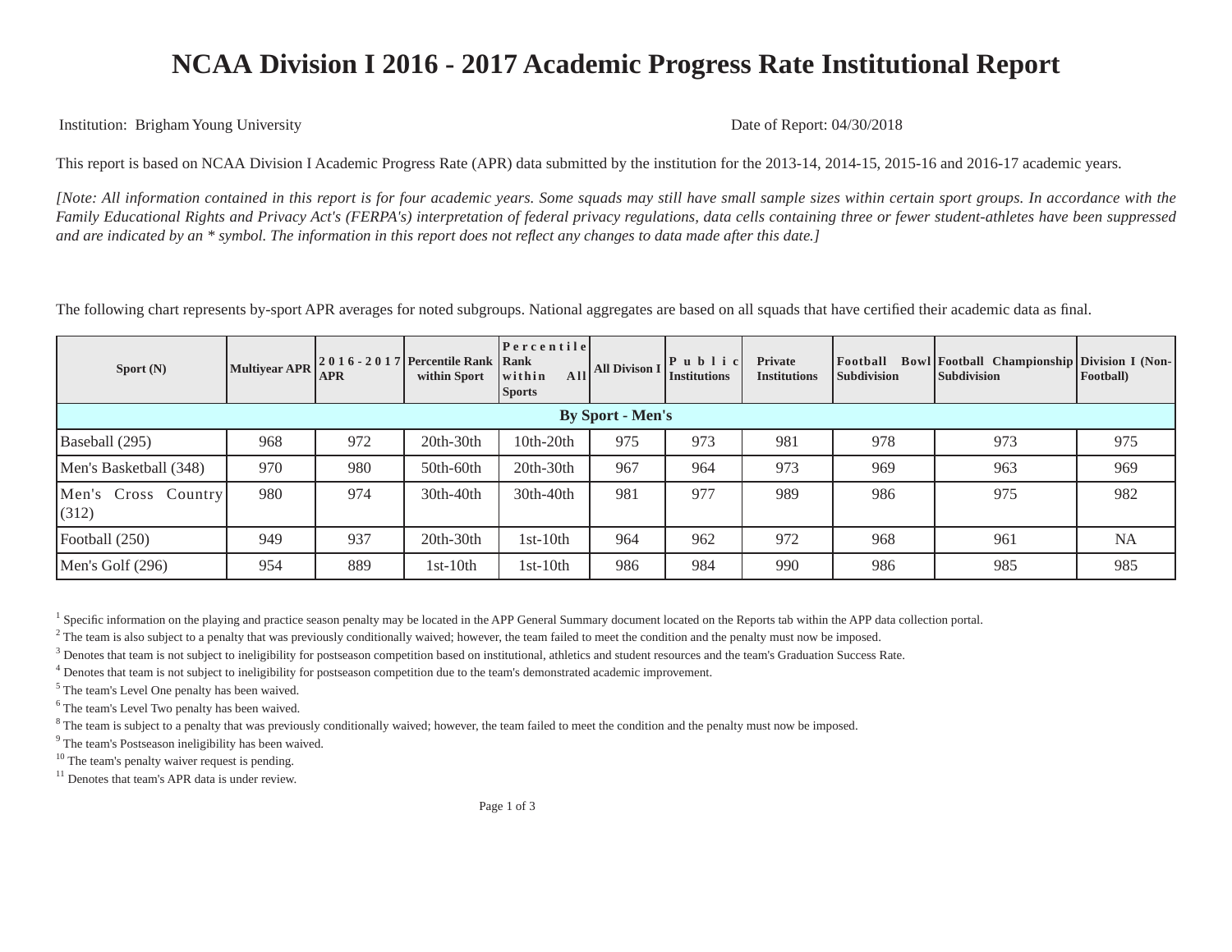# NCAA Division I 2016 - 2017 Academic Progress Rate Institutional Report

Institution: Brigham Young University

Date of Report: 04/30/2018

This report is based on NCAA Division I Academic Progress Rate (APR) data submitted by the institution for the 2013-14, 2014-15, 2015-16 and 2016-17 academic years.

*[Note: All information contained in this report is for four academic years. Some squads may still have small sample sizes within certain sport groups. In accordance with the Family Educational Rights and Privacy Act's (FERPA's) interpretation of federal privacy regulations, data cells containing three or fewer student-athletes have been suppressed and are indicated by an * symbol. The information in this report does not reflect any changes to data made after this date.]*

The following chart represents by-sport APR averages for noted subgroups. National aggregates are based on all squads that have certified their academic data as final.

| Sport (N) | Multiyear APR | 2016-2017 APR | Percentile Rank within Sport | Percentile Rank within All Sports | All Divison I | Public Institutions | Private Institutions | Football Bowl Subdivision | Football Championship Subdivision | Division I (Non-Football) |
|---|---|---|---|---|---|---|---|---|---|---|
| **By Sport - Men's** | | | | | | | | | | |
| Baseball (295) | 968 | 972 | 20th-30th | 10th-20th | 975 | 973 | 981 | 978 | 973 | 975 |
| Men's Basketball (348) | 970 | 980 | 50th-60th | 20th-30th | 967 | 964 | 973 | 969 | 963 | 969 |
| Men's Cross Country (312) | 980 | 974 | 30th-40th | 30th-40th | 981 | 977 | 989 | 986 | 975 | 982 |
| Football (250) | 949 | 937 | 20th-30th | 1st-10th | 964 | 962 | 972 | 968 | 961 | NA |
| Men's Golf (296) | 954 | 889 | 1st-10th | 1st-10th | 986 | 984 | 990 | 986 | 985 | 985 |

[1] Specific information on the playing and practice season penalty may be located in the APP General Summary document located on the Reports tab within the APP data collection portal.

[2] The team is also subject to a penalty that was previously conditionally waived; however, the team failed to meet the condition and the penalty must now be imposed.

[3] Denotes that team is not subject to ineligibility for postseason competition based on institutional, athletics and student resources and the team's Graduation Success Rate.

[4] Denotes that team is not subject to ineligibility for postseason competition due to the team's demonstrated academic improvement.

[5] The team's Level One penalty has been waived.

[6] The team's Level Two penalty has been waived.

[8] The team is subject to a penalty that was previously conditionally waived; however, the team failed to meet the condition and the penalty must now be imposed.

[9] The team's Postseason ineligibility has been waived.

[10] The team's penalty waiver request is pending.

[11] Denotes that team's APR data is under review.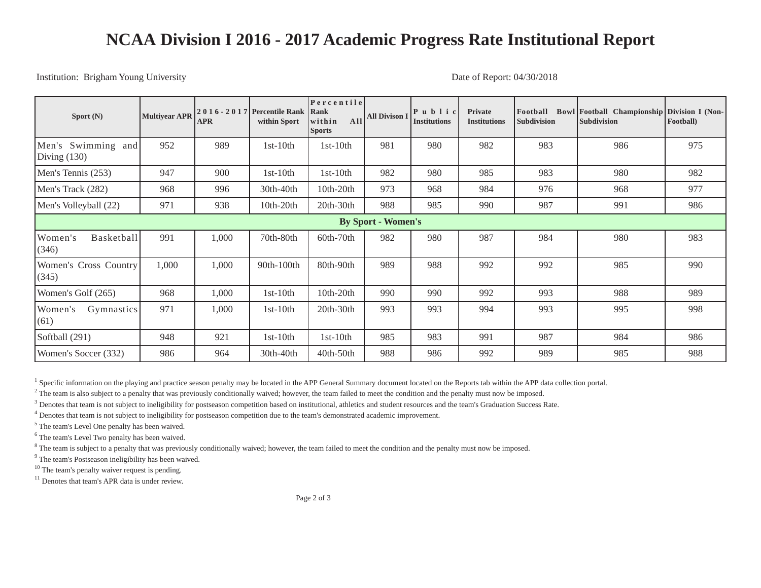# NCAA Division I 2016 - 2017 Academic Progress Rate Institutional Report

Institution: Brigham Young University

Date of Report: 04/30/2018

| Sport (N) | Multiyear APR | 2016-2017 APR | Percentile Rank within Sport | Percentile Rank within All Sports | All Divison I | Public Institutions | Private Institutions | Football Bowl Subdivision | Football Championship Subdivision | Division I (Non-Football) |
|---|---|---|---|---|---|---|---|---|---|---|
| Men's Swimming and Diving (130) | 952 | 989 | 1st-10th | 1st-10th | 981 | 980 | 982 | 983 | 986 | 975 |
| Men's Tennis (253) | 947 | 900 | 1st-10th | 1st-10th | 982 | 980 | 985 | 983 | 980 | 982 |
| Men's Track (282) | 968 | 996 | 30th-40th | 10th-20th | 973 | 968 | 984 | 976 | 968 | 977 |
| Men's Volleyball (22) | 971 | 938 | 10th-20th | 20th-30th | 988 | 985 | 990 | 987 | 991 | 986 |
| **By Sport - Women's** | | | | | | | | | | |
| Women's Basketball (346) | 991 | 1,000 | 70th-80th | 60th-70th | 982 | 980 | 987 | 984 | 980 | 983 |
| Women's Cross Country (345) | 1,000 | 1,000 | 90th-100th | 80th-90th | 989 | 988 | 992 | 992 | 985 | 990 |
| Women's Golf (265) | 968 | 1,000 | 1st-10th | 10th-20th | 990 | 990 | 992 | 993 | 988 | 989 |
| Women's Gymnastics (61) | 971 | 1,000 | 1st-10th | 20th-30th | 993 | 993 | 994 | 993 | 995 | 998 |
| Softball (291) | 948 | 921 | 1st-10th | 1st-10th | 985 | 983 | 991 | 987 | 984 | 986 |
| Women's Soccer (332) | 986 | 964 | 30th-40th | 40th-50th | 988 | 986 | 992 | 989 | 985 | 988 |

[1] Specific information on the playing and practice season penalty may be located in the APP General Summary document located on the Reports tab within the APP data collection portal.

[2] The team is also subject to a penalty that was previously conditionally waived; however, the team failed to meet the condition and the penalty must now be imposed.

[3] Denotes that team is not subject to ineligibility for postseason competition based on institutional, athletics and student resources and the team's Graduation Success Rate.

[4] Denotes that team is not subject to ineligibility for postseason competition due to the team's demonstrated academic improvement.

[5] The team's Level One penalty has been waived.

[6] The team's Level Two penalty has been waived.

[8] The team is subject to a penalty that was previously conditionally waived; however, the team failed to meet the condition and the penalty must now be imposed.

[9] The team's Postseason ineligibility has been waived.

[10] The team's penalty waiver request is pending.

[11] Denotes that team's APR data is under review.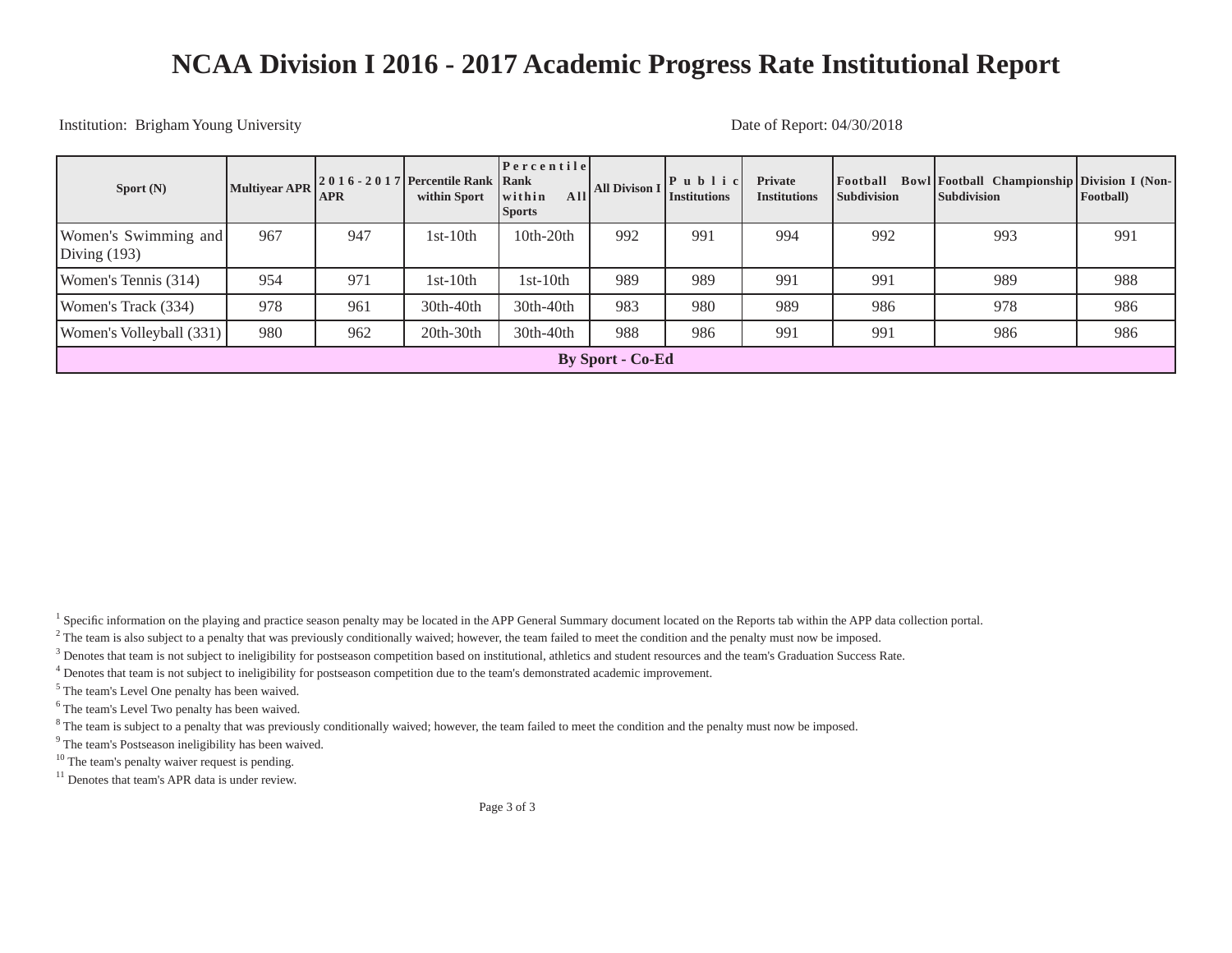# NCAA Division I 2016 - 2017 Academic Progress Rate Institutional Report

Institution: Brigham Young University

Date of Report: 04/30/2018

| Sport (N) | Multiyear APR | 2016-2017 APR | Percentile Rank within Sport | Percentile Rank within All Sports | All Divison I | Public Institutions | Private Institutions | Football Bowl Subdivision | Football Championship Subdivision | Division I (Non-Football) |
|---|---|---|---|---|---|---|---|---|---|---|
| Women's Swimming and Diving (193) | 967 | 947 | 1st-10th | 10th-20th | 992 | 991 | 994 | 992 | 993 | 991 |
| Women's Tennis (314) | 954 | 971 | 1st-10th | 1st-10th | 989 | 989 | 991 | 991 | 989 | 988 |
| Women's Track (334) | 978 | 961 | 30th-40th | 30th-40th | 983 | 980 | 989 | 986 | 978 | 986 |
| Women's Volleyball (331) | 980 | 962 | 20th-30th | 30th-40th | 988 | 986 | 991 | 991 | 986 | 986 |
| **By Sport - Co-Ed** | | | | | | | | | | |

[1] Specific information on the playing and practice season penalty be located in the APP General Summary document located on the Reports tab within the APP data collection portal.

[2] The team is also subject to a penalty that was previously conditionally waived; however, the team failed to meet the condition and the penalty must now be imposed.

[3] Denotes that team is not subject to ineligibility for postseason competition based on institutional, athletics and student resources and the team's Graduation Success Rate.

[4] Denotes that team is not subject to ineligibility for postseason competition due to the team's demonstrated academic improvement.

[5] The team's Level One penalty has been waived.

[6] The team's Level Two penalty has been waived.

[8] The team is subject to a penalty that was previously conditionally waived; however, the team failed to meet the condition and the penalty must now be imposed.

[9] The team's Postseason ineligibility has been waived.

[10] The team's penalty waiver request is pending.

[11] Denotes that team's APR data is under review.